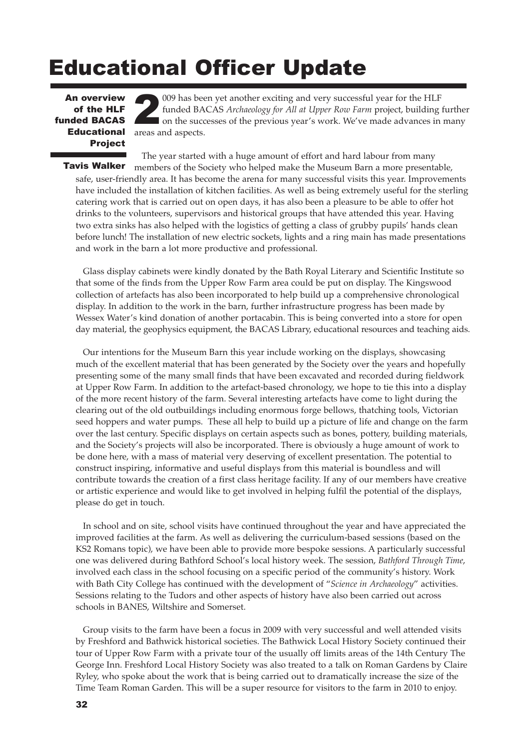# Educational Officer Update

**An overview of the HLF funded BACAS Educational Project**

**Tavis Walker**

2009 has been yet another exciting and very successful year for the HLF funded BACAS *Archaeology for All at Upper Row Farm* project, building further on the successes of the previous year's work. We've made advances in many areas and aspects.

The year started with a huge amount of effort and hard labour from many members of the Society who helped make the Museum Barn a more presentable, safe, user-friendly area. It has become the arena for many successful visits this year. Improvements have included the installation of kitchen facilities. As well as being extremely useful for the sterling catering work that is carried out on open days, it has also been a pleasure to be able to offer hot drinks to the volunteers, supervisors and historical groups that have attended this year. Having two extra sinks has also helped with the logistics of getting a class of grubby pupils' hands clean before lunch! The installation of new electric sockets, lights and a ring main has made presentations and work in the barn a lot more productive and professional.

Glass display cabinets were kindly donated by the Bath Royal Literary and Scientific Institute so that some of the finds from the Upper Row Farm area could be put on display. The Kingswood collection of artefacts has also been incorporated to help build up a comprehensive chronological display. In addition to the work in the barn, further infrastructure progress has been made by Wessex Water's kind donation of another portacabin. This is being converted into a store for open day material, the geophysics equipment, the BACAS Library, educational resources and teaching aids.

Our intentions for the Museum Barn this year include working on the displays, showcasing much of the excellent material that has been generated by the Society over the years and hopefully presenting some of the many small finds that have been excavated and recorded during fieldwork at Upper Row Farm. In addition to the artefact-based chronology, we hope to tie this into a display of the more recent history of the farm. Several interesting artefacts have come to light during the clearing out of the old outbuildings including enormous forge bellows, thatching tools, Victorian seed hoppers and water pumps. These all help to build up a picture of life and change on the farm over the last century. Specific displays on certain aspects such as bones, pottery, building materials, and the Society's projects will also be incorporated. There is obviously a huge amount of work to be done here, with a mass of material very deserving of excellent presentation. The potential to construct inspiring, informative and useful displays from this material is boundless and will contribute towards the creation of a first class heritage facility. If any of our members have creative or artistic experience and would like to get involved in helping fulfil the potential of the displays, please do get in touch.

In school and on site, school visits have continued throughout the year and have appreciated the improved facilities at the farm. As well as delivering the curriculum-based sessions (based on the KS2 Romans topic), we have been able to provide more bespoke sessions. A particularly successful one was delivered during Bathford School's local history week. The session, *Bathford Through Time*, involved each class in the school focusing on a specific period of the community's history. Work with Bath City College has continued with the development of "*Science in Archaeology*" activities. Sessions relating to the Tudors and other aspects of history have also been carried out across schools in BANES, Wiltshire and Somerset.

Group visits to the farm have been a focus in 2009 with very successful and well attended visits by Freshford and Bathwick historical societies. The Bathwick Local History Society continued their tour of Upper Row Farm with a private tour of the usually off limits areas of the 14th Century The George Inn. Freshford Local History Society was also treated to a talk on Roman Gardens by Claire Ryley, who spoke about the work that is being carried out to dramatically increase the size of the Time Team Roman Garden. This will be a super resource for visitors to the farm in 2010 to enjoy.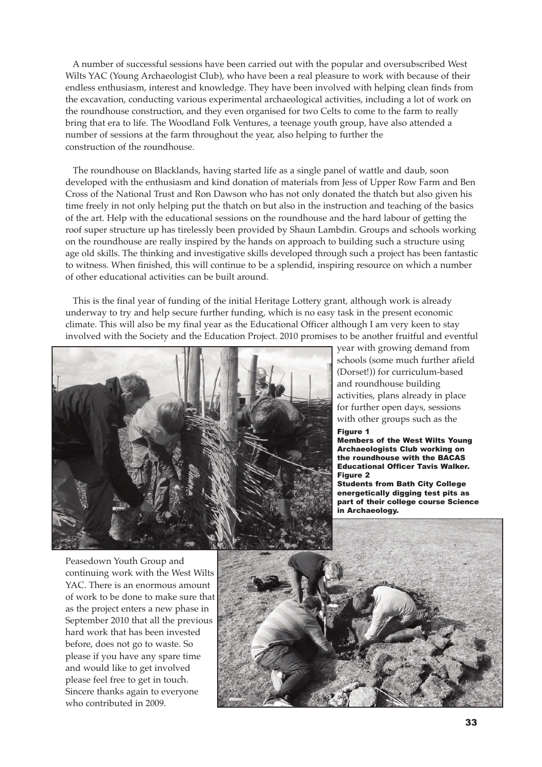A number of successful sessions have been carried out with the popular and oversubscribed West Wilts YAC (Young Archaeologist Club), who have been a real pleasure to work with because of their endless enthusiasm, interest and knowledge. They have been involved with helping clean finds from the excavation, conducting various experimental archaeological activities, including a lot of work on the roundhouse construction, and they even organised for two Celts to come to the farm to really bring that era to life. The Woodland Folk Ventures, a teenage youth group, have also attended a number of sessions at the farm throughout the year, also helping to further the construction of the roundhouse.

The roundhouse on Blacklands, having started life as a single panel of wattle and daub, soon developed with the enthusiasm and kind donation of materials from Jess of Upper Row Farm and Ben Cross of the National Trust and Ron Dawson who has not only donated the thatch but also given his time freely in not only helping put the thatch on but also in the instruction and teaching of the basics of the art. Help with the educational sessions on the roundhouse and the hard labour of getting the roof super structure up has tirelessly been provided by Shaun Lambdin. Groups and schools working on the roundhouse are really inspired by the hands on approach to building such a structure using age old skills. The thinking and investigative skills developed through such a project has been fantastic to witness. When finished, this will continue to be a splendid, inspiring resource on which a number of other educational activities can be built around.

This is the final year of funding of the initial Heritage Lottery grant, although work is already underway to try and help secure further funding, which is no easy task in the present economic climate. This will also be my final year as the Educational Officer although I am very keen to stay involved with the Society and the Education Project. 2010 promises to be another fruitful and eventful year with growing demand from schools (some much further afield (Dorset!)) for curriculum-based and roundhouse building activities, plans already in place for further open days, sessions with other groups such as the Peasedown Youth Group and continuing work with the West Wilts YAC. There is an enormous amount of work to be done to make sure that as the project enters a new phase in September 2010 that all the previous hard work that has been invested before, does not go to waste. So please if you have any spare time and would like to get involved please feel free to get in touch. Sincere thanks again to everyone who contributed in 2009.

**Figure 1**
**Members of the West Wilts Young Archaeologists Club working on the roundhouse with the BACAS Educational Officer Tavis Walker.**

**Figure 2**
**Students from Bath City College energetically digging test pits as part of their college course Science in Archaeology.**